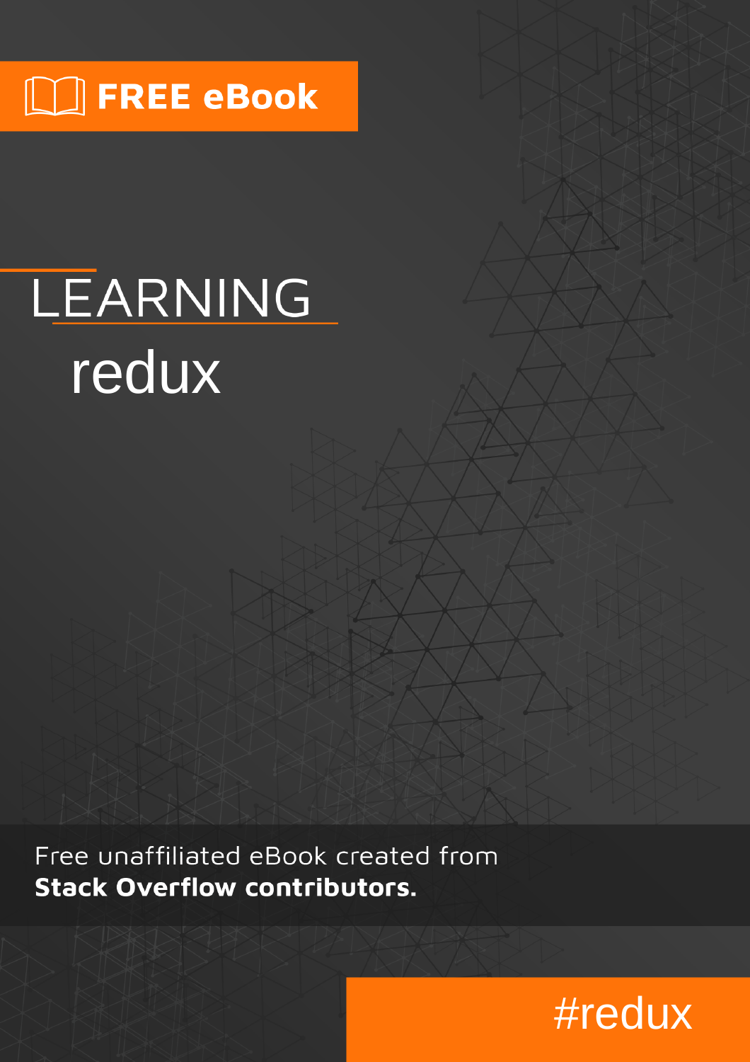FREE eBook

# LEARNING redux

Free unaffiliated eBook created from **Stack Overflow contributors.**

#redux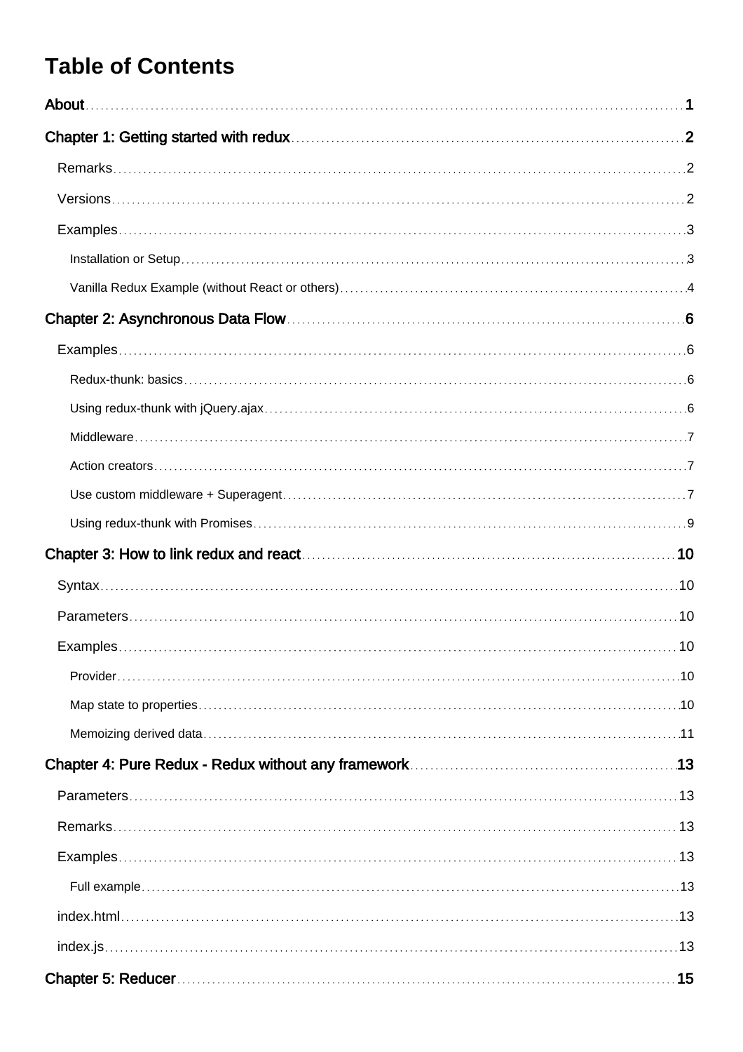# Table of Contents

About 1

Chapter 1: Getting started with redux 2

- Remarks 2
- Versions 2
- Examples 3
  - Installation or Setup 3
  - Vanilla Redux Example (without React or others) 4

Chapter 2: Asynchronous Data Flow 6

- Examples 6
  - Redux-thunk: basics 6
  - Using redux-thunk with jQuery.ajax 6
  - Middleware 7
  - Action creators 7
  - Use custom middleware + Superagent 7
  - Using redux-thunk with Promises 9

Chapter 3: How to link redux and react 10

- Syntax 10
- Parameters 10
- Examples 10
  - Provider 10
  - Map state to properties 10
  - Memoizing derived data 11

Chapter 4: Pure Redux - Redux without any framework 13

- Parameters 13
- Remarks 13
- Examples 13
  - Full example 13
- index.html 13
- index.js 13

Chapter 5: Reducer 15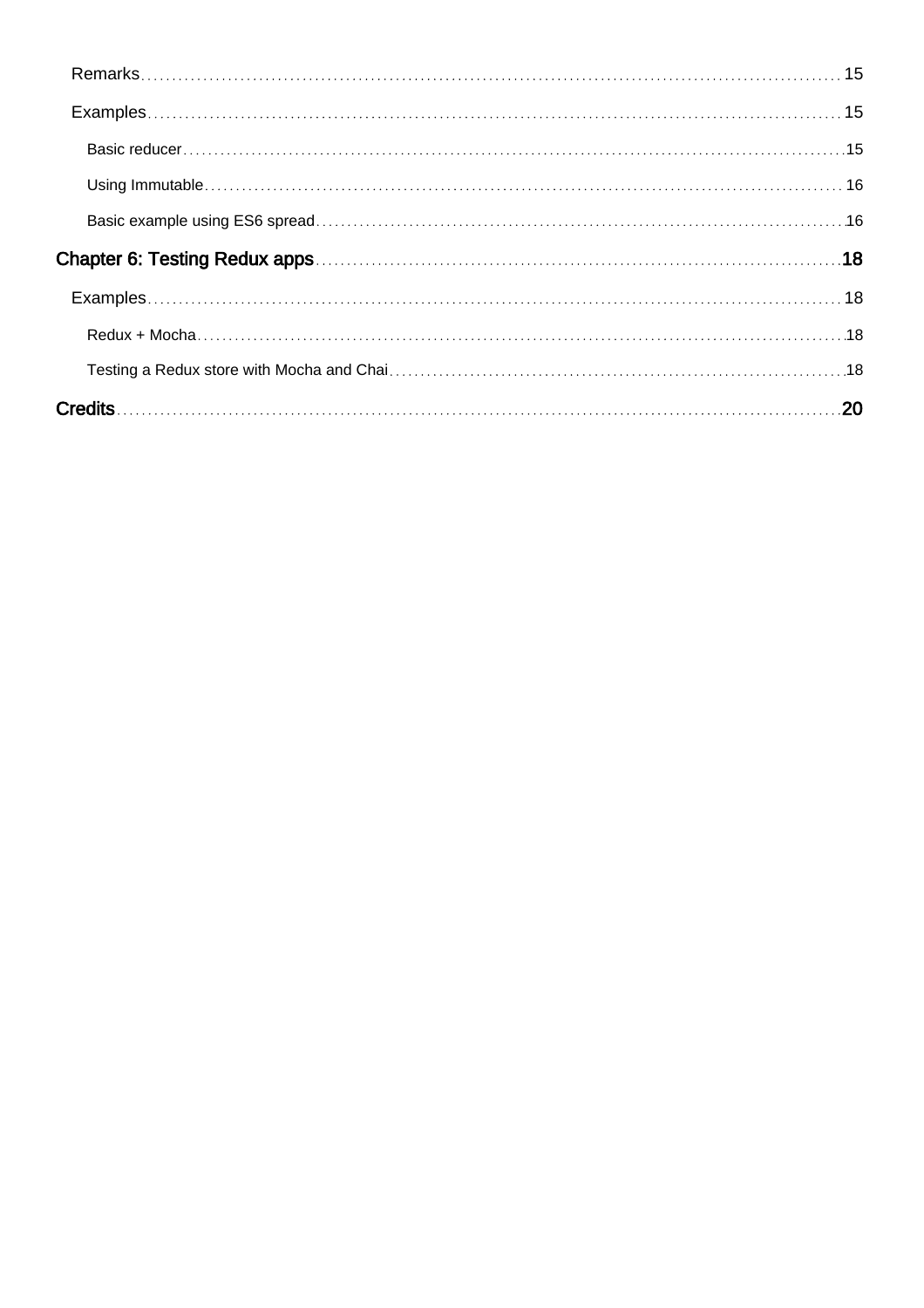Remarks 15

Examples 15

Basic reducer 15

Using Immutable 16

Basic example using ES6 spread 16

**Chapter 6: Testing Redux apps 18**

Examples 18

Redux + Mocha 18

Testing a Redux store with Mocha and Chai 18

**Credits 20**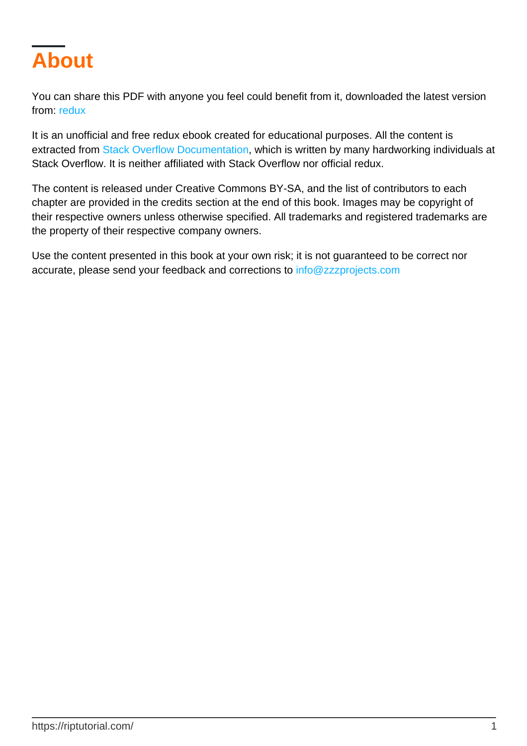# About

You can share this PDF with anyone you feel could benefit from it, downloaded the latest version from: redux

It is an unofficial and free redux ebook created for educational purposes. All the content is extracted from Stack Overflow Documentation, which is written by many hardworking individuals at Stack Overflow. It is neither affiliated with Stack Overflow nor official redux.

The content is released under Creative Commons BY-SA, and the list of contributors to each chapter are provided in the credits section at the end of this book. Images may be copyright of their respective owners unless otherwise specified. All trademarks and registered trademarks are the property of their respective company owners.

Use the content presented in this book at your own risk; it is not guaranteed to be correct nor accurate, please send your feedback and corrections to info@zzzprojects.com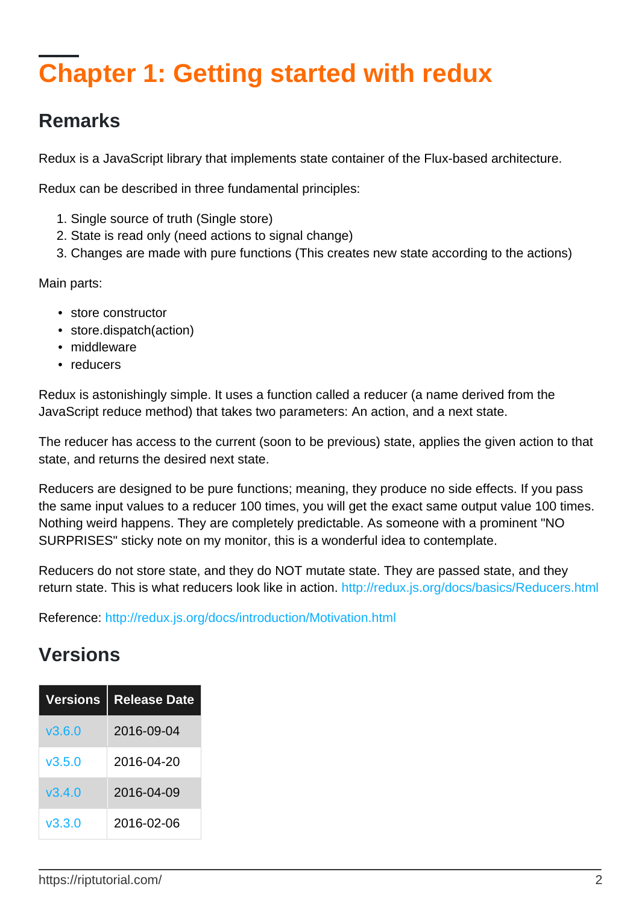# Chapter 1: Getting started with redux

## Remarks

Redux is a JavaScript library that implements state container of the Flux-based architecture.

Redux can be described in three fundamental principles:

1. Single source of truth (Single store)
2. State is read only (need actions to signal change)
3. Changes are made with pure functions (This creates new state according to the actions)

Main parts:

- store constructor
- store.dispatch(action)
- middleware
- reducers

Redux is astonishingly simple. It uses a function called a reducer (a name derived from the JavaScript reduce method) that takes two parameters: An action, and a next state.

The reducer has access to the current (soon to be previous) state, applies the given action to that state, and returns the desired next state.

Reducers are designed to be pure functions; meaning, they produce no side effects. If you pass the same input values to a reducer 100 times, you will get the exact same output value 100 times. Nothing weird happens. They are completely predictable. As someone with a prominent "NO SURPRISES" sticky note on my monitor, this is a wonderful idea to contemplate.

Reducers do not store state, and they do NOT mutate state. They are passed state, and they return state. This is what reducers look like in action. http://redux.js.org/docs/basics/Reducers.html

Reference: http://redux.js.org/docs/introduction/Motivation.html

## Versions

| Versions | Release Date |
|---|---|
| v3.6.0 | 2016-09-04 |
| v3.5.0 | 2016-04-20 |
| v3.4.0 | 2016-04-09 |
| v3.3.0 | 2016-02-06 |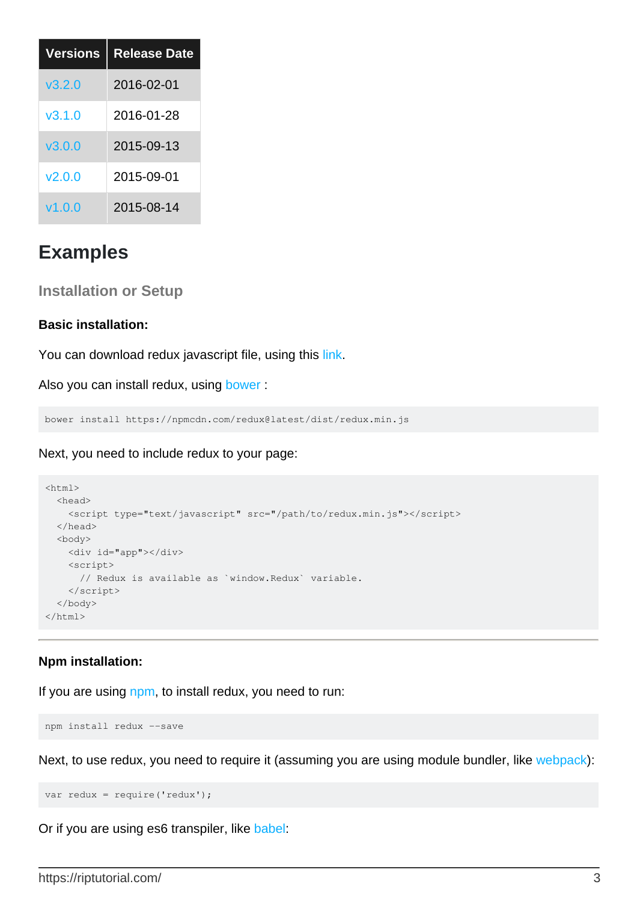| Versions | Release Date |
| --- | --- |
| v3.2.0 | 2016-02-01 |
| v3.1.0 | 2016-01-28 |
| v3.0.0 | 2015-09-13 |
| v2.0.0 | 2015-09-01 |
| v1.0.0 | 2015-08-14 |

# Examples

## Installation or Setup

**Basic installation:**

You can download redux javascript file, using this link.

Also you can install redux, using bower :

```
bower install https://npmcdn.com/redux@latest/dist/redux.min.js
```

Next, you need to include redux to your page:

```
<html>
  <head>
    <script type="text/javascript" src="/path/to/redux.min.js"></script>
  </head>
  <body>
    <div id="app"></div>
    <script>
      // Redux is available as `window.Redux` variable.
    </script>
  </body>
</html>
```

---

**Npm installation:**

If you are using npm, to install redux, you need to run:

```
npm install redux --save
```

Next, to use redux, you need to require it (assuming you are using module bundler, like webpack):

```
var redux = require('redux');
```

Or if you are using es6 transpiler, like babel: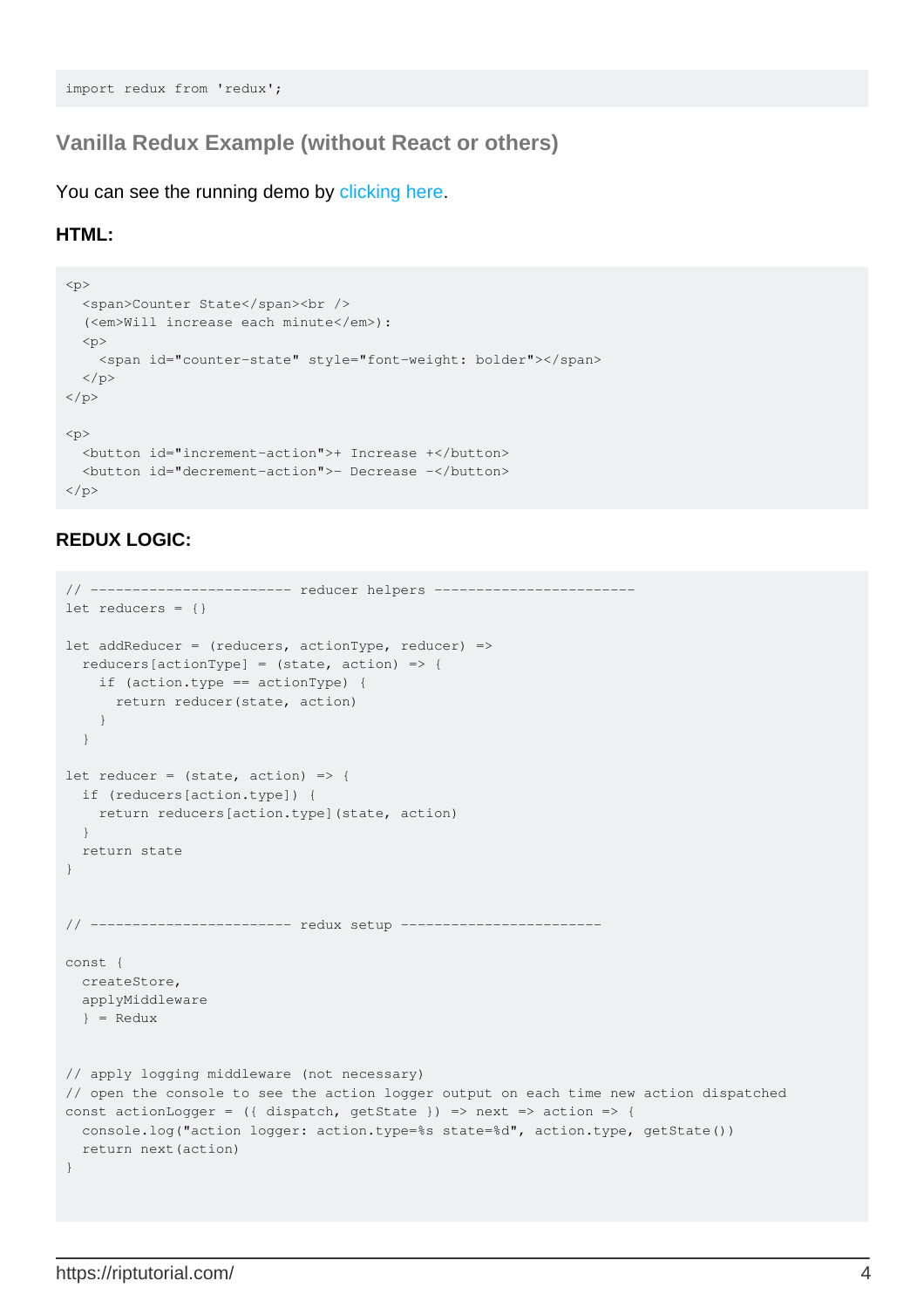```
import redux from 'redux';
```

## Vanilla Redux Example (without React or others)

You can see the running demo by clicking here.

#### HTML:

```
<p>
  <span>Counter State</span><br />
  (<em>Will increase each minute</em>):
  <p>
    <span id="counter-state" style="font-weight: bolder"></span>
  </p>
</p>

<p>
  <button id="increment-action">+ Increase +</button>
  <button id="decrement-action">- Decrease -</button>
</p>
```

#### REDUX LOGIC:

```
// ------------------------ reducer helpers ------------------------
let reducers = {}

let addReducer = (reducers, actionType, reducer) =>
  reducers[actionType] = (state, action) => {
    if (action.type == actionType) {
      return reducer(state, action)
    }
  }

let reducer = (state, action) => {
  if (reducers[action.type]) {
    return reducers[action.type](state, action)
  }
  return state
}


// ------------------------ redux setup ------------------------

const {
  createStore,
  applyMiddleware
  } = Redux


// apply logging middleware (not necessary)
// open the console to see the action logger output on each time new action dispatched
const actionLogger = ({ dispatch, getState }) => next => action => {
  console.log("action logger: action.type=%s state=%d", action.type, getState())
  return next(action)
}
```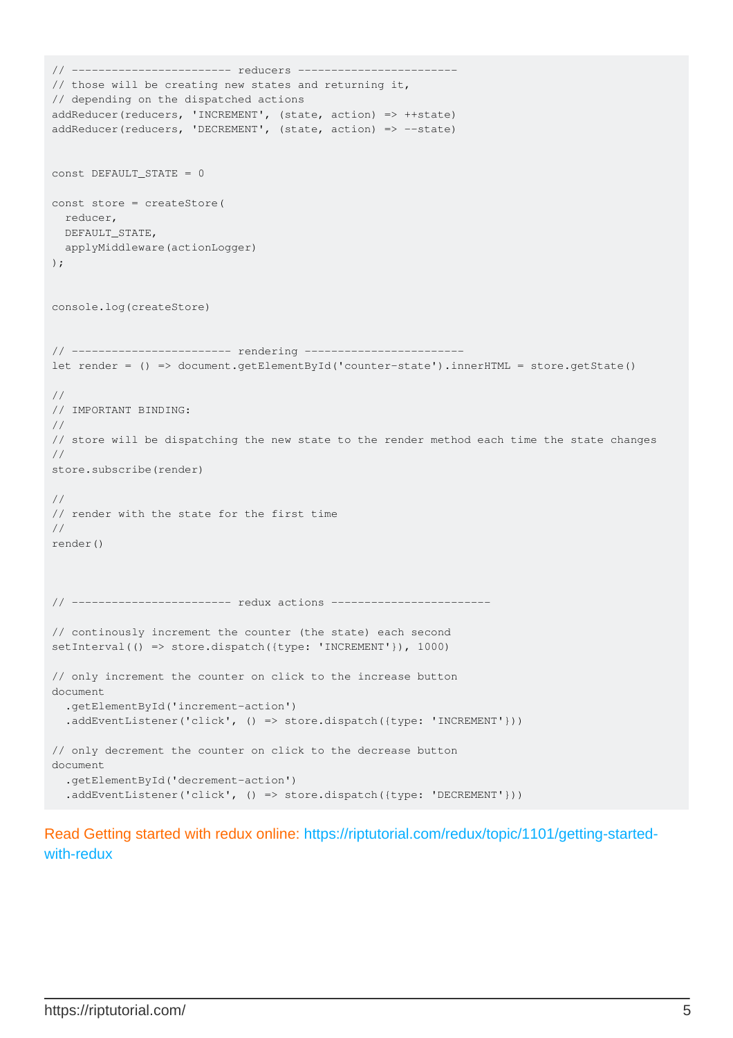```
// ------------------------ reducers ------------------------
// those will be creating new states and returning it,
// depending on the dispatched actions
addReducer(reducers, 'INCREMENT', (state, action) => ++state)
addReducer(reducers, 'DECREMENT', (state, action) => --state)


const DEFAULT_STATE = 0

const store = createStore(
  reducer,
  DEFAULT_STATE,
  applyMiddleware(actionLogger)
);


console.log(createStore)


// ------------------------ rendering ------------------------
let render = () => document.getElementById('counter-state').innerHTML = store.getState()

//
// IMPORTANT BINDING:
//
// store will be dispatching the new state to the render method each time the state changes
//
store.subscribe(render)

//
// render with the state for the first time
//
render()



// ------------------------ redux actions ------------------------

// continously increment the counter (the state) each second
setInterval(() => store.dispatch({type: 'INCREMENT'}), 1000)

// only increment the counter on click to the increase button
document
  .getElementById('increment-action')
  .addEventListener('click', () => store.dispatch({type: 'INCREMENT'}))

// only decrement the counter on click to the decrease button
document
  .getElementById('decrement-action')
  .addEventListener('click', () => store.dispatch({type: 'DECREMENT'}))
```

Read Getting started with redux online: https://riptutorial.com/redux/topic/1101/getting-started-with-redux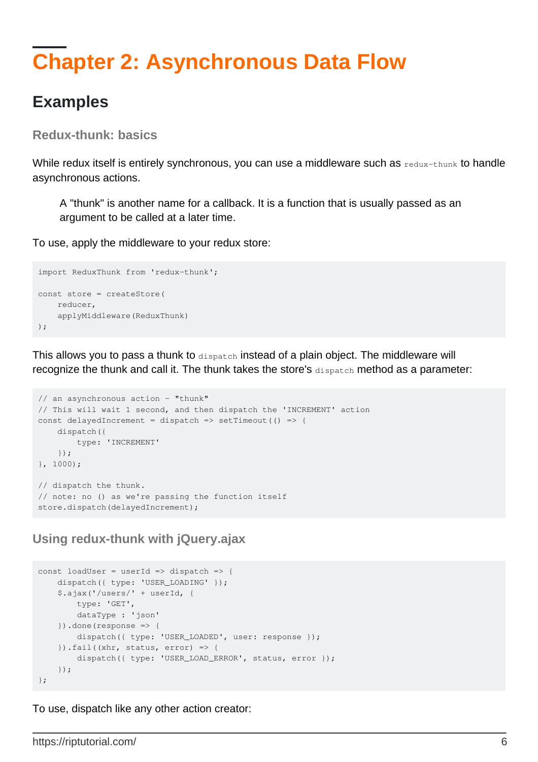# Chapter 2: Asynchronous Data Flow

## Examples

### Redux-thunk: basics

While redux itself is entirely synchronous, you can use a middleware such as `redux-thunk` to handle asynchronous actions.

> A "thunk" is another name for a callback. It is a function that is usually passed as an argument to be called at a later time.

To use, apply the middleware to your redux store:

```
import ReduxThunk from 'redux-thunk';

const store = createStore(
    reducer,
    applyMiddleware(ReduxThunk)
);
```

This allows you to pass a thunk to `dispatch` instead of a plain object. The middleware will recognize the thunk and call it. The thunk takes the store's `dispatch` method as a parameter:

```
// an asynchronous action - "thunk"
// This will wait 1 second, and then dispatch the 'INCREMENT' action
const delayedIncrement = dispatch => setTimeout(() => {
    dispatch({
        type: 'INCREMENT'
    });
}, 1000);

// dispatch the thunk.
// note: no () as we're passing the function itself
store.dispatch(delayedIncrement);
```

### Using redux-thunk with jQuery.ajax

```
const loadUser = userId => dispatch => {
    dispatch({ type: 'USER_LOADING' });
    $.ajax('/users/' + userId, {
        type: 'GET',
        dataType : 'json'
    }).done(response => {
        dispatch({ type: 'USER_LOADED', user: response });
    }).fail((xhr, status, error) => {
        dispatch({ type: 'USER_LOAD_ERROR', status, error });
    });
};
```

To use, dispatch like any other action creator: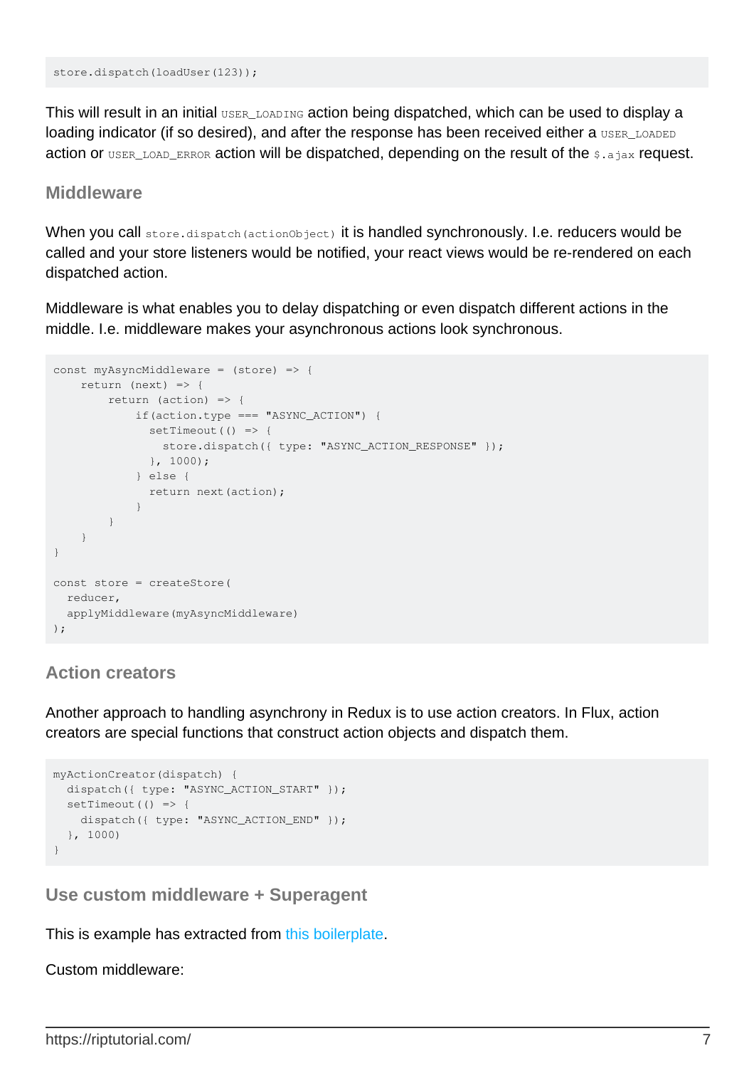```
store.dispatch(loadUser(123));
```

This will result in an initial `USER_LOADING` action being dispatched, which can be used to display a loading indicator (if so desired), and after the response has been received either a `USER_LOADED` action or `USER_LOAD_ERROR` action will be dispatched, depending on the result of the `$.ajax` request.

### Middleware

When you call `store.dispatch(actionObject)` it is handled synchronously. I.e. reducers would be called and your store listeners would be notified, your react views would be re-rendered on each dispatched action.

Middleware is what enables you to delay dispatching or even dispatch different actions in the middle. I.e. middleware makes your asynchronous actions look synchronous.

```
const myAsyncMiddleware = (store) => {
    return (next) => {
        return (action) => {
            if(action.type === "ASYNC_ACTION") {
              setTimeout(() => {
                store.dispatch({ type: "ASYNC_ACTION_RESPONSE" });
              }, 1000);
            } else {
              return next(action);
            }
        }
    }
}

const store = createStore(
  reducer,
  applyMiddleware(myAsyncMiddleware)
);
```

### Action creators

Another approach to handling asynchrony in Redux is to use action creators. In Flux, action creators are special functions that construct action objects and dispatch them.

```
myActionCreator(dispatch) {
  dispatch({ type: "ASYNC_ACTION_START" });
  setTimeout(() => {
    dispatch({ type: "ASYNC_ACTION_END" });
  }, 1000)
}
```

### Use custom middleware + Superagent

This is example has extracted from [this boilerplate](#).

Custom middleware: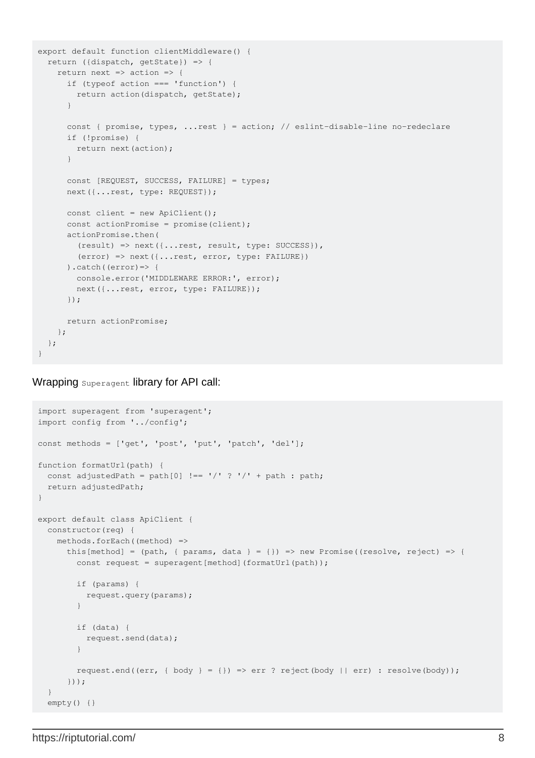```
export default function clientMiddleware() {
  return ({dispatch, getState}) => {
    return next => action => {
      if (typeof action === 'function') {
        return action(dispatch, getState);
      }

      const { promise, types, ...rest } = action; // eslint-disable-line no-redeclare
      if (!promise) {
        return next(action);
      }

      const [REQUEST, SUCCESS, FAILURE] = types;
      next({...rest, type: REQUEST});

      const client = new ApiClient();
      const actionPromise = promise(client);
      actionPromise.then(
        (result) => next({...rest, result, type: SUCCESS}),
        (error) => next({...rest, error, type: FAILURE})
      ).catch((error)=> {
        console.error('MIDDLEWARE ERROR:', error);
        next({...rest, error, type: FAILURE});
      });

      return actionPromise;
    };
  };
}
```

Wrapping `Superagent` library for API call:

```
import superagent from 'superagent';
import config from '../config';

const methods = ['get', 'post', 'put', 'patch', 'del'];

function formatUrl(path) {
  const adjustedPath = path[0] !== '/' ? '/' + path : path;
  return adjustedPath;
}

export default class ApiClient {
  constructor(req) {
    methods.forEach((method) =>
      this[method] = (path, { params, data } = {}) => new Promise((resolve, reject) => {
        const request = superagent[method](formatUrl(path));

        if (params) {
          request.query(params);
        }

        if (data) {
          request.send(data);
        }

        request.end((err, { body } = {}) => err ? reject(body || err) : resolve(body));
      }));
  }
  empty() {}
```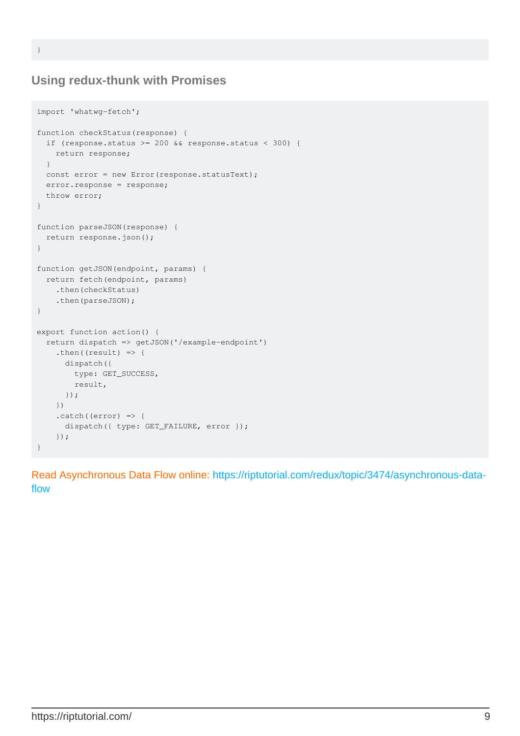```
}
```

### Using redux-thunk with Promises

```
import 'whatwg-fetch';

function checkStatus(response) {
  if (response.status >= 200 && response.status < 300) {
    return response;
  }
  const error = new Error(response.statusText);
  error.response = response;
  throw error;
}

function parseJSON(response) {
  return response.json();
}

function getJSON(endpoint, params) {
  return fetch(endpoint, params)
    .then(checkStatus)
    .then(parseJSON);
}

export function action() {
  return dispatch => getJSON('/example-endpoint')
    .then((result) => {
      dispatch({
        type: GET_SUCCESS,
        result,
      });
    })
    .catch((error) => {
      dispatch({ type: GET_FAILURE, error });
    });
}
```

Read Asynchronous Data Flow online: https://riptutorial.com/redux/topic/3474/asynchronous-data-flow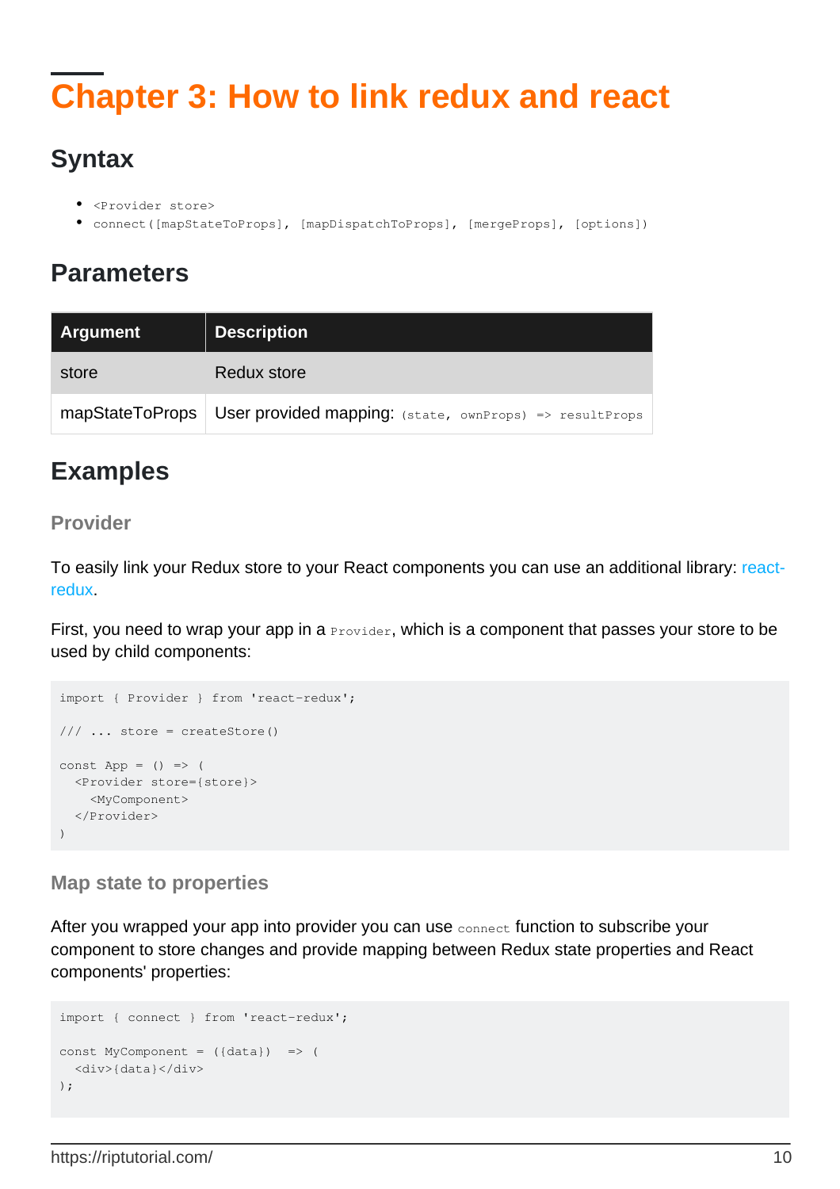# Chapter 3: How to link redux and react

## Syntax

- `<Provider store>`
- `connect([mapStateToProps], [mapDispatchToProps], [mergeProps], [options])`

## Parameters

| Argument | Description |
| --- | --- |
| store | Redux store |
| mapStateToProps | User provided mapping: `(state, ownProps) => resultProps` |

## Examples

### Provider

To easily link your Redux store to your React components you can use an additional library: react-redux.

First, you need to wrap your app in a `Provider`, which is a component that passes your store to be used by child components:

```
import { Provider } from 'react-redux';

/// ... store = createStore()

const App = () => (
  <Provider store={store}>
    <MyComponent>
  </Provider>
)
```

### Map state to properties

After you wrapped your app into provider you can use `connect` function to subscribe your component to store changes and provide mapping between Redux state properties and React components' properties:

```
import { connect } from 'react-redux';

const MyComponent = ({data})  => (
  <div>{data}</div>
);
```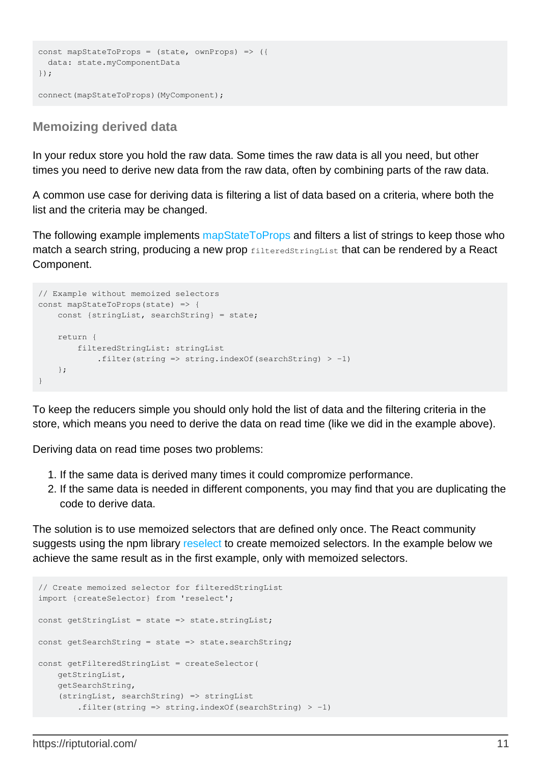```
const mapStateToProps = (state, ownProps) => ({
  data: state.myComponentData
});

connect(mapStateToProps)(MyComponent);
```

### Memoizing derived data

In your redux store you hold the raw data. Some times the raw data is all you need, but other times you need to derive new data from the raw data, often by combining parts of the raw data.

A common use case for deriving data is filtering a list of data based on a criteria, where both the list and the criteria may be changed.

The following example implements mapStateToProps and filters a list of strings to keep those who match a search string, producing a new prop `filteredStringList` that can be rendered by a React Component.

```
// Example without memoized selectors
const mapStateToProps(state) => {
    const {stringList, searchString} = state;

    return {
        filteredStringList: stringList
            .filter(string => string.indexOf(searchString) > -1)
    };
}
```

To keep the reducers simple you should only hold the list of data and the filtering criteria in the store, which means you need to derive the data on read time (like we did in the example above).

Deriving data on read time poses two problems:

1. If the same data is derived many times it could compromize performance.
2. If the same data is needed in different components, you may find that you are duplicating the code to derive data.

The solution is to use memoized selectors that are defined only once. The React community suggests using the npm library reselect to create memoized selectors. In the example below we achieve the same result as in the first example, only with memoized selectors.

```
// Create memoized selector for filteredStringList
import {createSelector} from 'reselect';

const getStringList = state => state.stringList;

const getSearchString = state => state.searchString;

const getFilteredStringList = createSelector(
    getStringList,
    getSearchString,
    (stringList, searchString) => stringList
        .filter(string => string.indexOf(searchString) > -1)
```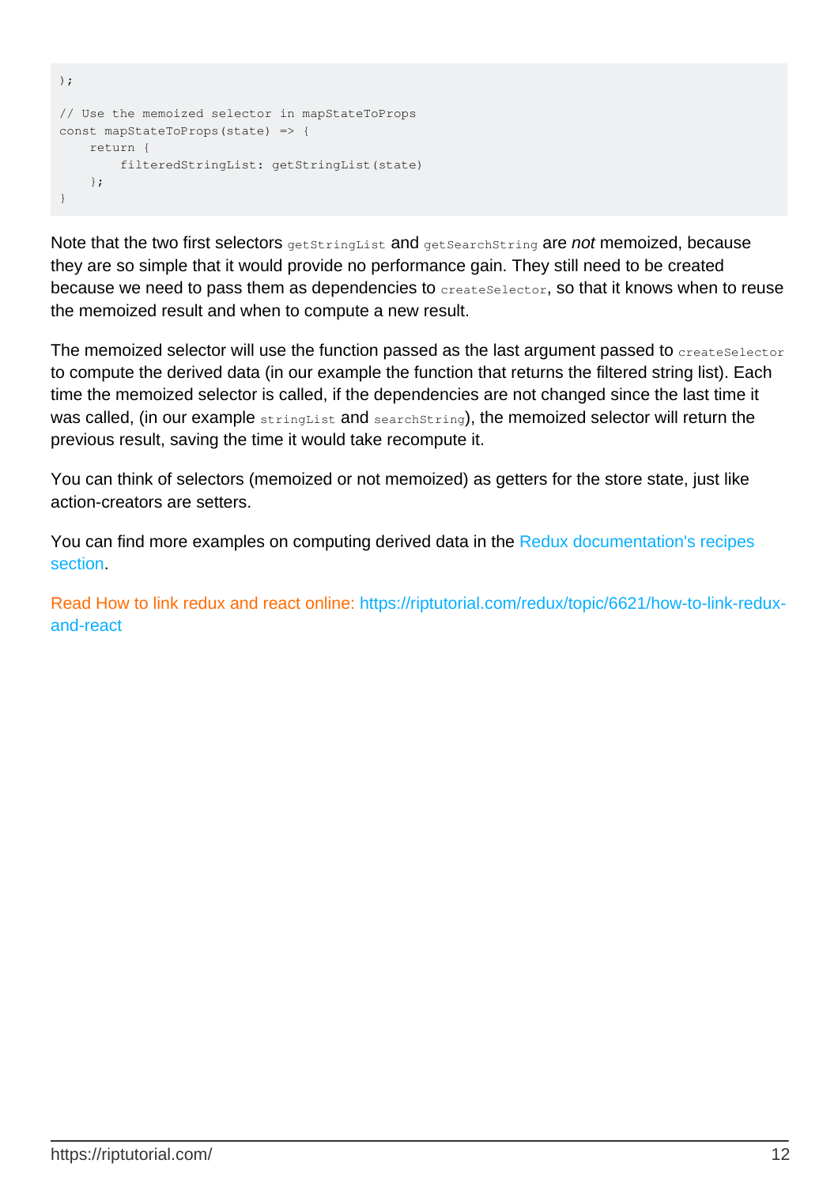```
);

// Use the memoized selector in mapStateToProps
const mapStateToProps(state) => {
    return {
        filteredStringList: getStringList(state)
    };
}
```

Note that the two first selectors `getStringList` and `getSearchString` are *not* memoized, because they are so simple that it would provide no performance gain. They still need to be created because we need to pass them as dependencies to `createSelector`, so that it knows when to reuse the memoized result and when to compute a new result.

The memoized selector will use the function passed as the last argument passed to `createSelector` to compute the derived data (in our example the function that returns the filtered string list). Each time the memoized selector is called, if the dependencies are not changed since the last time it was called, (in our example `stringList` and `searchString`), the memoized selector will return the previous result, saving the time it would take recompute it.

You can think of selectors (memoized or not memoized) as getters for the store state, just like action-creators are setters.

You can find more examples on computing derived data in the Redux documentation's recipes section.

Read How to link redux and react online: https://riptutorial.com/redux/topic/6621/how-to-link-redux-and-react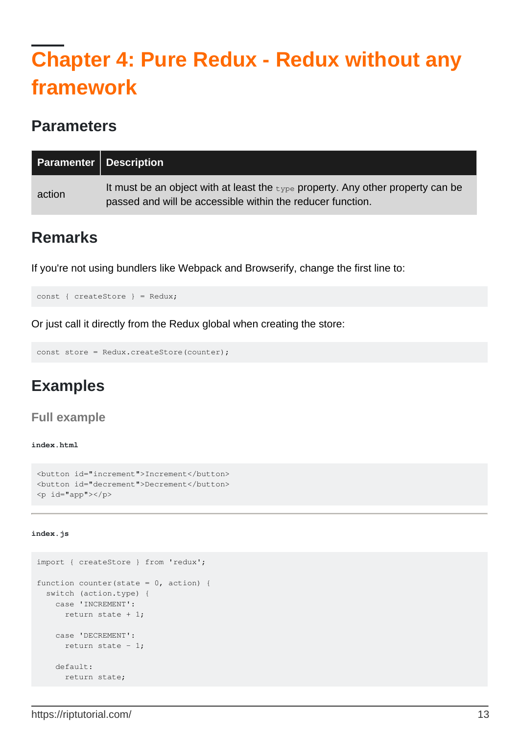# Chapter 4: Pure Redux - Redux without any framework

## Parameters

| Paramenter | Description |
| --- | --- |
| action | It must be an object with at least the `type` property. Any other property can be passed and will be accessible within the reducer function. |

## Remarks

If you're not using bundlers like Webpack and Browserify, change the first line to:

```
const { createStore } = Redux;
```

Or just call it directly from the Redux global when creating the store:

```
const store = Redux.createStore(counter);
```

## Examples

### Full example

**index.html**

```
<button id="increment">Increment</button>
<button id="decrement">Decrement</button>
<p id="app"></p>
```

---

**index.js**

```
import { createStore } from 'redux';

function counter(state = 0, action) {
  switch (action.type) {
    case 'INCREMENT':
      return state + 1;

    case 'DECREMENT':
      return state - 1;

    default:
      return state;
```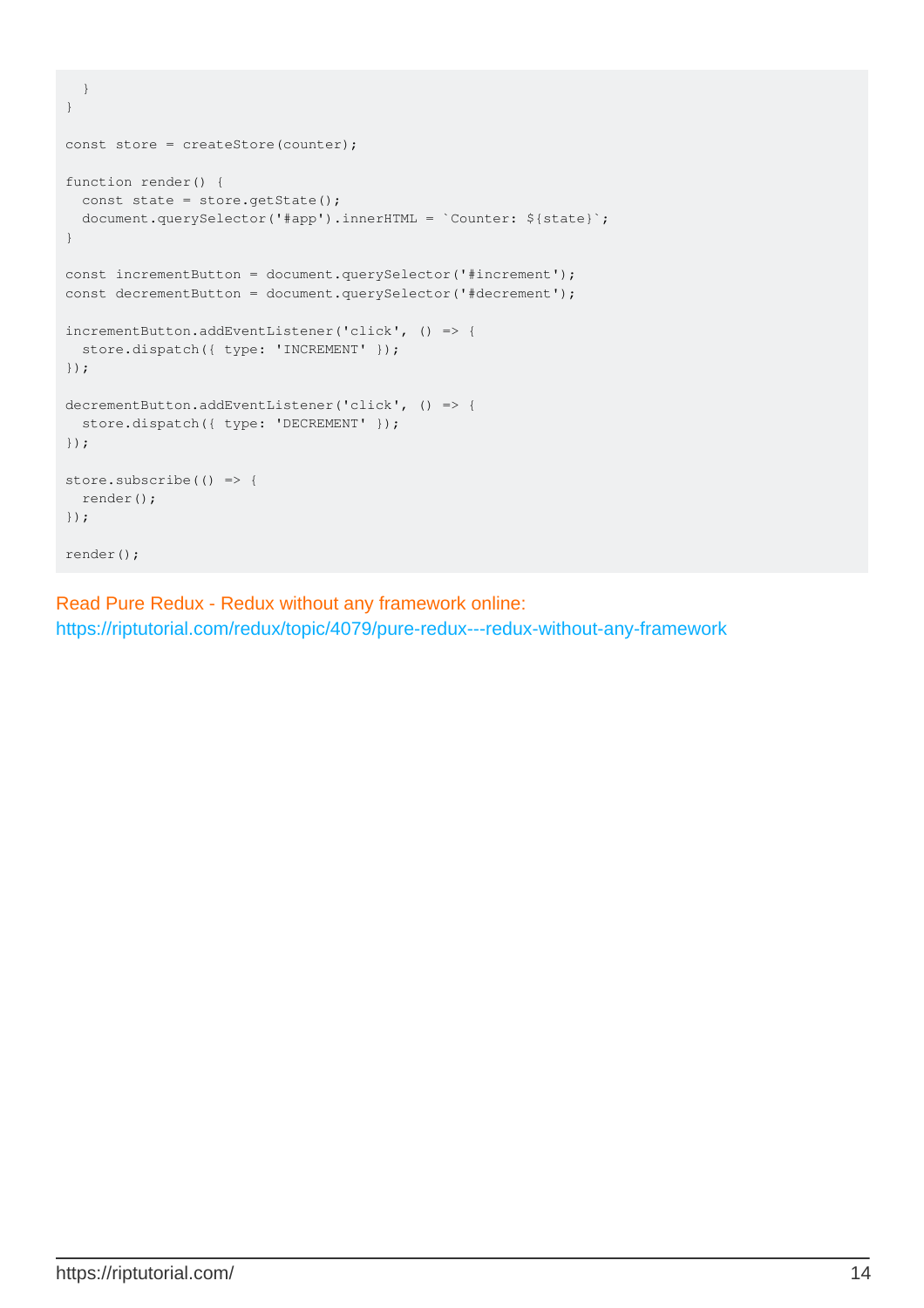```
  }
}

const store = createStore(counter);

function render() {
  const state = store.getState();
  document.querySelector('#app').innerHTML = `Counter: ${state}`;
}

const incrementButton = document.querySelector('#increment');
const decrementButton = document.querySelector('#decrement');

incrementButton.addEventListener('click', () => {
  store.dispatch({ type: 'INCREMENT' });
});

decrementButton.addEventListener('click', () => {
  store.dispatch({ type: 'DECREMENT' });
});

store.subscribe(() => {
  render();
});

render();
```

Read Pure Redux - Redux without any framework online:
https://riptutorial.com/redux/topic/4079/pure-redux---redux-without-any-framework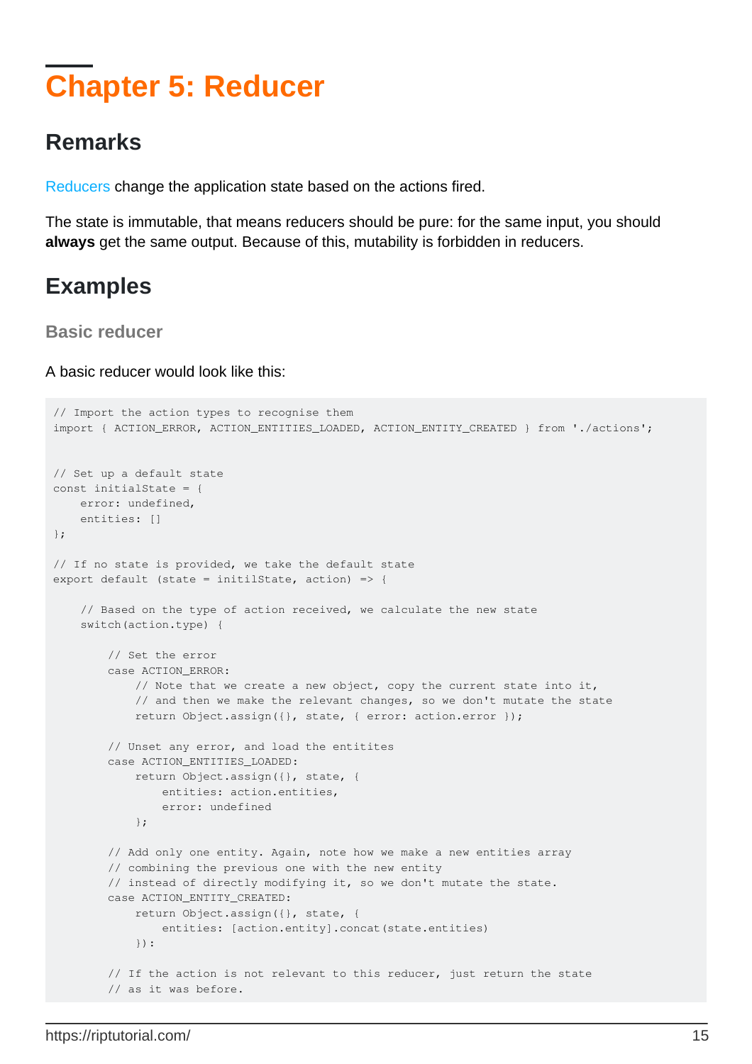# Chapter 5: Reducer

## Remarks

Reducers change the application state based on the actions fired.

The state is immutable, that means reducers should be pure: for the same input, you should **always** get the same output. Because of this, mutability is forbidden in reducers.

## Examples

### Basic reducer

A basic reducer would look like this:

```
// Import the action types to recognise them
import { ACTION_ERROR, ACTION_ENTITIES_LOADED, ACTION_ENTITY_CREATED } from './actions';


// Set up a default state
const initialState = {
    error: undefined,
    entities: []
};

// If no state is provided, we take the default state
export default (state = initilState, action) => {

    // Based on the type of action received, we calculate the new state
    switch(action.type) {

        // Set the error
        case ACTION_ERROR:
            // Note that we create a new object, copy the current state into it,
            // and then we make the relevant changes, so we don't mutate the state
            return Object.assign({}, state, { error: action.error });

        // Unset any error, and load the entitites
        case ACTION_ENTITIES_LOADED:
            return Object.assign({}, state, {
                entities: action.entities,
                error: undefined
            };

        // Add only one entity. Again, note how we make a new entities array
        // combining the previous one with the new entity
        // instead of directly modifying it, so we don't mutate the state.
        case ACTION_ENTITY_CREATED:
            return Object.assign({}, state, {
                entities: [action.entity].concat(state.entities)
            }):

        // If the action is not relevant to this reducer, just return the state
        // as it was before.
```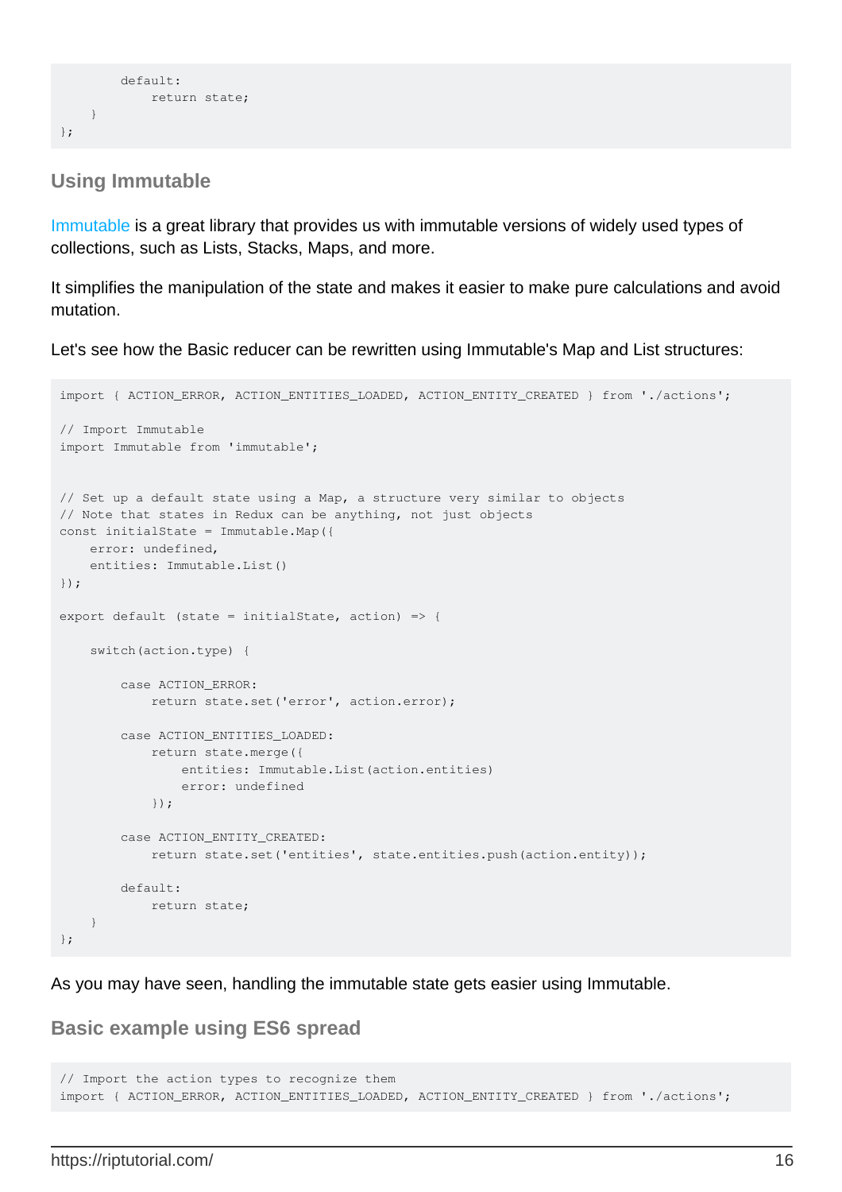```
        default:
            return state;
    }
};
```

### Using Immutable

Immutable is a great library that provides us with immutable versions of widely used types of collections, such as Lists, Stacks, Maps, and more.

It simplifies the manipulation of the state and makes it easier to make pure calculations and avoid mutation.

Let's see how the Basic reducer can be rewritten using Immutable's Map and List structures:

```
import { ACTION_ERROR, ACTION_ENTITIES_LOADED, ACTION_ENTITY_CREATED } from './actions';

// Import Immutable
import Immutable from 'immutable';


// Set up a default state using a Map, a structure very similar to objects
// Note that states in Redux can be anything, not just objects
const initialState = Immutable.Map({
    error: undefined,
    entities: Immutable.List()
});

export default (state = initialState, action) => {

    switch(action.type) {

        case ACTION_ERROR:
            return state.set('error', action.error);

        case ACTION_ENTITIES_LOADED:
            return state.merge({
                entities: Immutable.List(action.entities)
                error: undefined
            });

        case ACTION_ENTITY_CREATED:
            return state.set('entities', state.entities.push(action.entity));

        default:
            return state;
    }
};
```

As you may have seen, handling the immutable state gets easier using Immutable.

### Basic example using ES6 spread

```
// Import the action types to recognize them
import { ACTION_ERROR, ACTION_ENTITIES_LOADED, ACTION_ENTITY_CREATED } from './actions';
```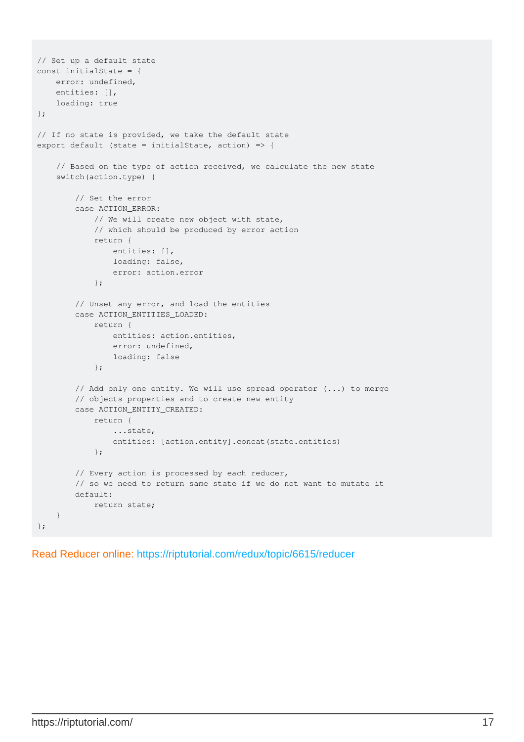```
// Set up a default state
const initialState = {
    error: undefined,
    entities: [],
    loading: true
};

// If no state is provided, we take the default state
export default (state = initialState, action) => {

    // Based on the type of action received, we calculate the new state
    switch(action.type) {

        // Set the error
        case ACTION_ERROR:
            // We will create new object with state,
            // which should be produced by error action
            return {
                entities: [],
                loading: false,
                error: action.error
            };

        // Unset any error, and load the entities
        case ACTION_ENTITIES_LOADED:
            return {
                entities: action.entities,
                error: undefined,
                loading: false
            };

        // Add only one entity. We will use spread operator (...) to merge
        // objects properties and to create new entity
        case ACTION_ENTITY_CREATED:
            return {
                ...state,
                entities: [action.entity].concat(state.entities)
            };

        // Every action is processed by each reducer,
        // so we need to return same state if we do not want to mutate it
        default:
            return state;
    }
};
```

Read Reducer online: https://riptutorial.com/redux/topic/6615/reducer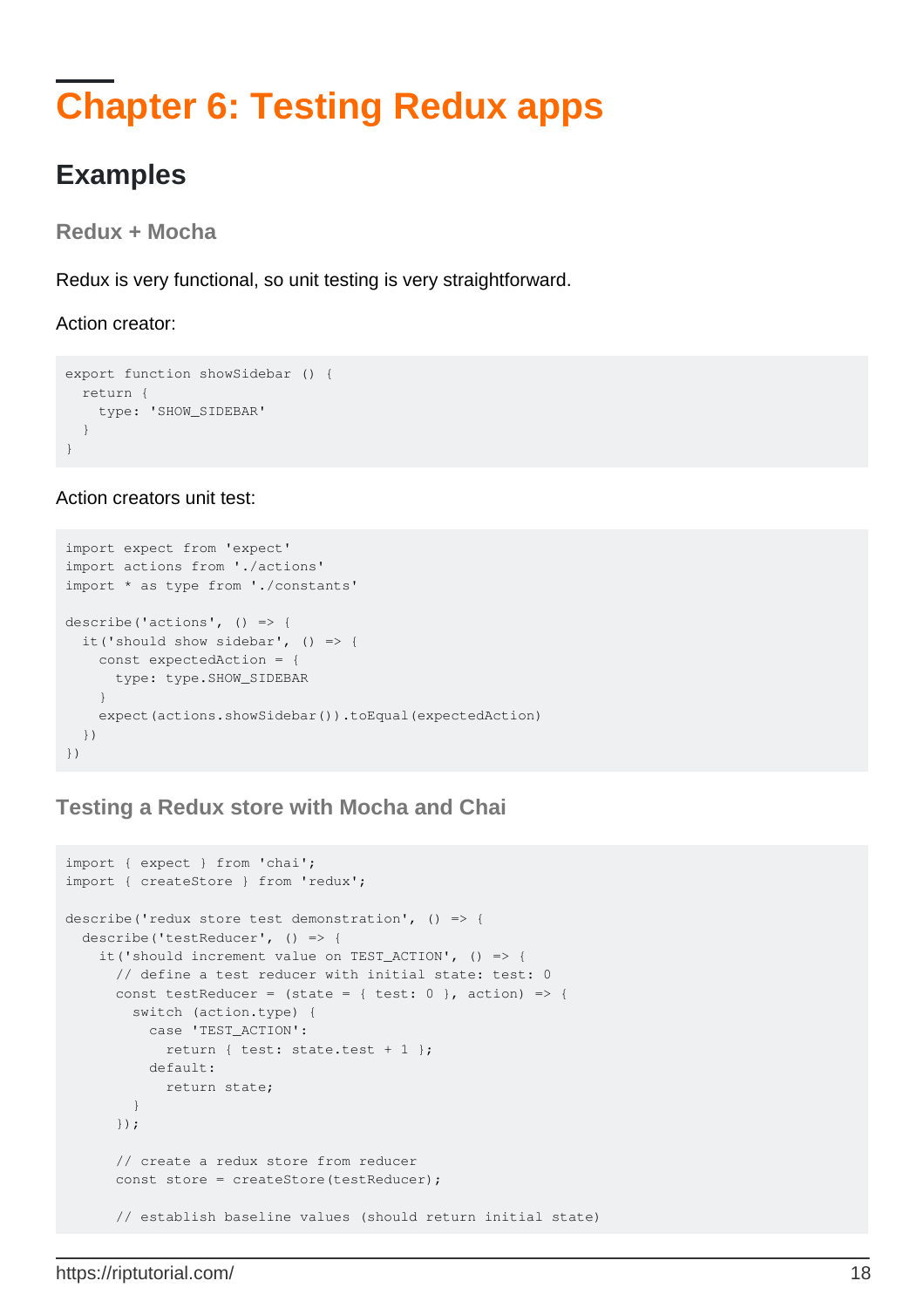# Chapter 6: Testing Redux apps

## Examples

### Redux + Mocha

Redux is very functional, so unit testing is very straightforward.

Action creator:

```
export function showSidebar () {
  return {
    type: 'SHOW_SIDEBAR'
  }
}
```

Action creators unit test:

```
import expect from 'expect'
import actions from './actions'
import * as type from './constants'

describe('actions', () => {
  it('should show sidebar', () => {
    const expectedAction = {
      type: type.SHOW_SIDEBAR
    }
    expect(actions.showSidebar()).toEqual(expectedAction)
  })
})
```

### Testing a Redux store with Mocha and Chai

```
import { expect } from 'chai';
import { createStore } from 'redux';

describe('redux store test demonstration', () => {
  describe('testReducer', () => {
    it('should increment value on TEST_ACTION', () => {
      // define a test reducer with initial state: test: 0
      const testReducer = (state = { test: 0 }, action) => {
        switch (action.type) {
          case 'TEST_ACTION':
            return { test: state.test + 1 };
          default:
            return state;
        }
      });

      // create a redux store from reducer
      const store = createStore(testReducer);

      // establish baseline values (should return initial state)
```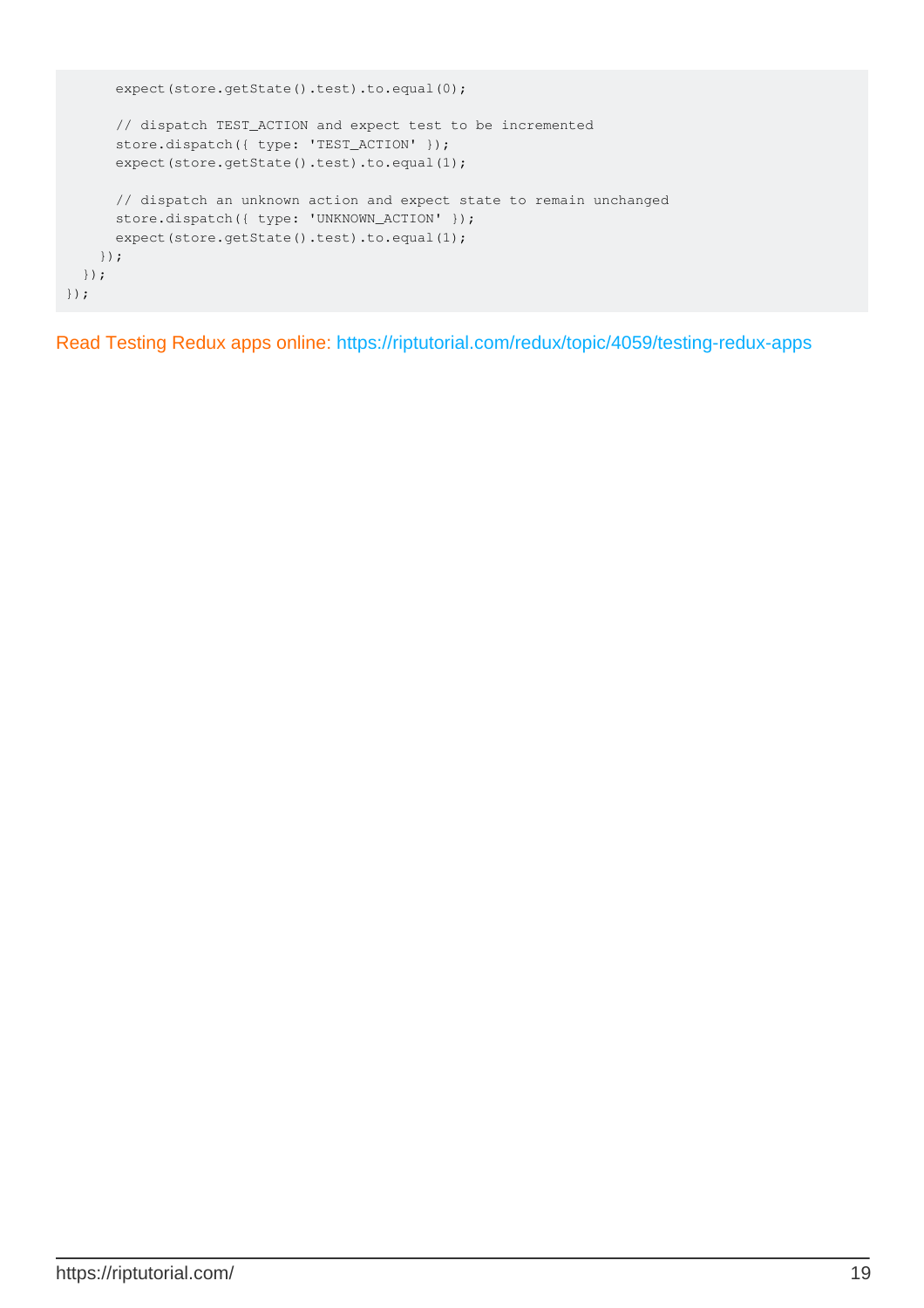```
      expect(store.getState().test).to.equal(0);

      // dispatch TEST_ACTION and expect test to be incremented
      store.dispatch({ type: 'TEST_ACTION' });
      expect(store.getState().test).to.equal(1);

      // dispatch an unknown action and expect state to remain unchanged
      store.dispatch({ type: 'UNKNOWN_ACTION' });
      expect(store.getState().test).to.equal(1);
    });
  });
});
```

Read Testing Redux apps online: https://riptutorial.com/redux/topic/4059/testing-redux-apps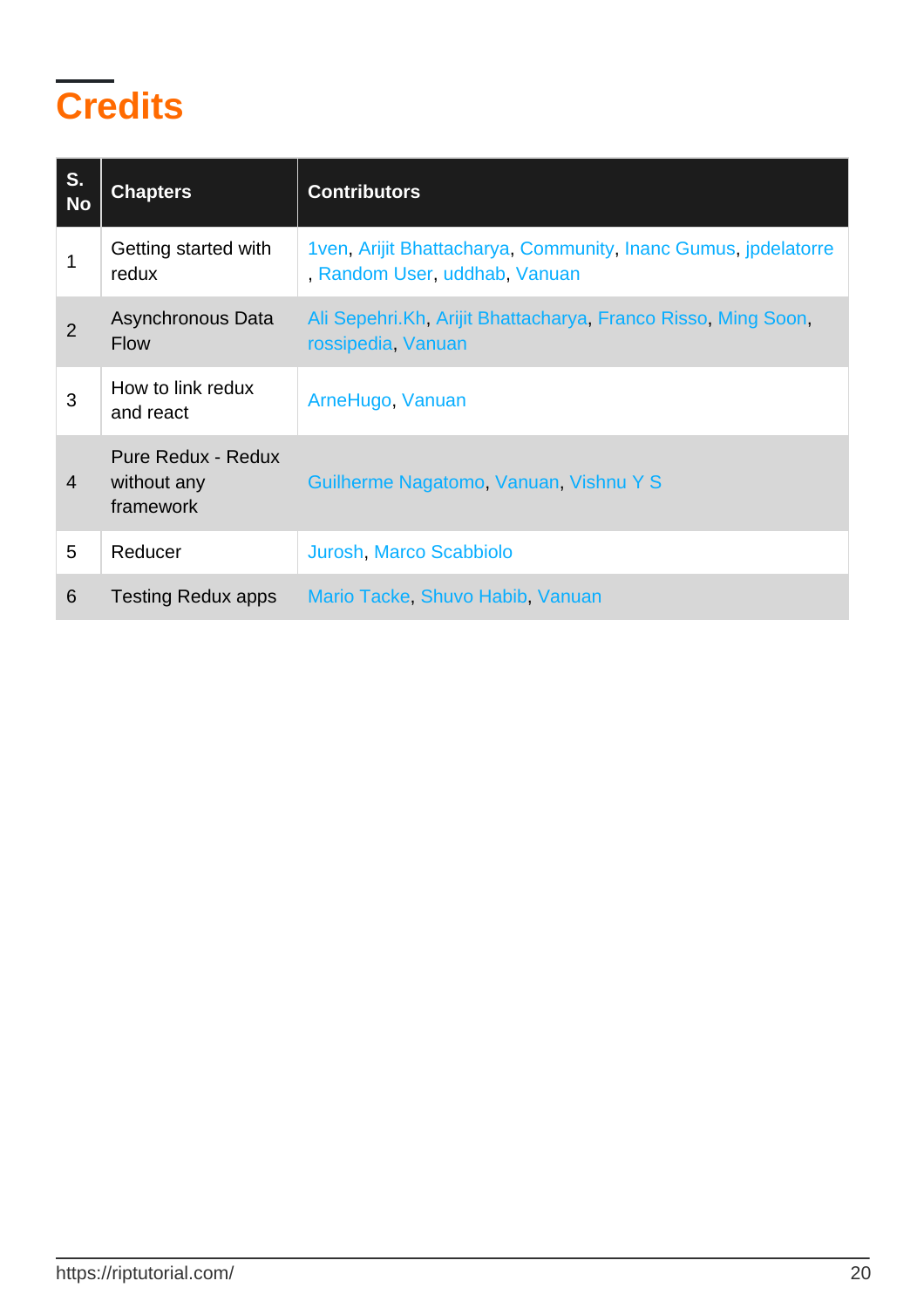# Credits

| S. No | Chapters | Contributors |
|---|---|---|
| 1 | Getting started with redux | 1ven, Arijit Bhattacharya, Community, Inanc Gumus, jpdelatorre, Random User, uddhab, Vanuan |
| 2 | Asynchronous Data Flow | Ali Sepehri.Kh, Arijit Bhattacharya, Franco Risso, Ming Soon, rossipedia, Vanuan |
| 3 | How to link redux and react | ArneHugo, Vanuan |
| 4 | Pure Redux - Redux without any framework | Guilherme Nagatomo, Vanuan, Vishnu Y S |
| 5 | Reducer | Jurosh, Marco Scabbiolo |
| 6 | Testing Redux apps | Mario Tacke, Shuvo Habib, Vanuan |